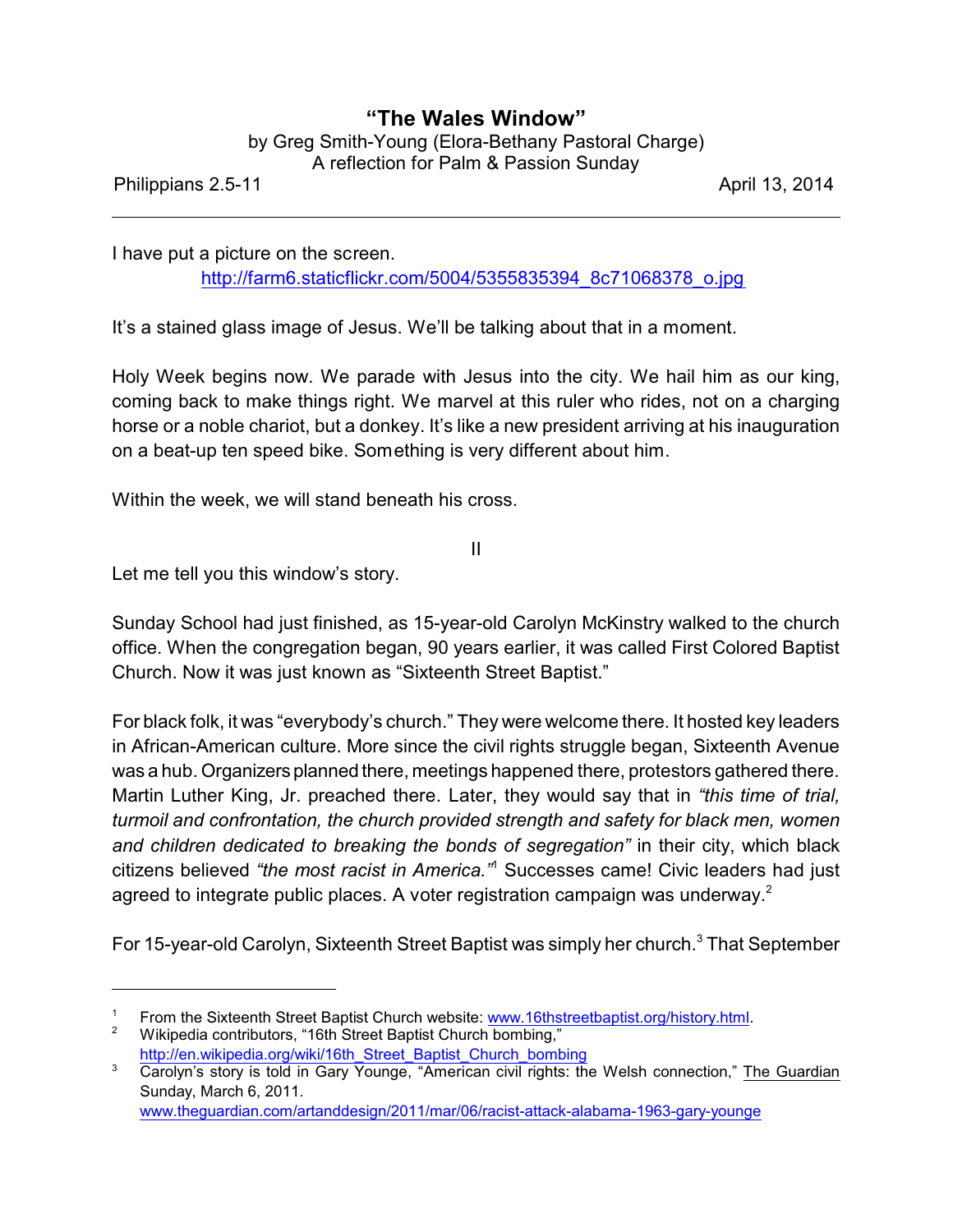# "The Wales Window"

by Greg Smith-Young (Elora-Bethany Pastoral Charge)
A reflection for Palm & Passion Sunday

Philippians 2.5-11 April 13, 2014

---

I have put a picture on the screen.
http://farm6.staticflickr.com/5004/5355835394_8c71068378_o.jpg

It's a stained glass image of Jesus. We'll be talking about that in a moment.

Holy Week begins now. We parade with Jesus into the city. We hail him as our king, coming back to make things right. We marvel at this ruler who rides, not on a charging horse or a noble chariot, but a donkey. It's like a new president arriving at his inauguration on a beat-up ten speed bike. Something is very different about him.

Within the week, we will stand beneath his cross.

II

Let me tell you this window's story.

Sunday School had just finished, as 15-year-old Carolyn McKinstry walked to the church office. When the congregation began, 90 years earlier, it was called First Colored Baptist Church. Now it was just known as "Sixteenth Street Baptist."

For black folk, it was "everybody's church." They were welcome there. It hosted key leaders in African-American culture. More since the civil rights struggle began, Sixteenth Avenue was a hub. Organizers planned there, meetings happened there, protestors gathered there. Martin Luther King, Jr. preached there. Later, they would say that in *"this time of trial, turmoil and confrontation, the church provided strength and safety for black men, women and children dedicated to breaking the bonds of segregation"* in their city, which black citizens believed *"the most racist in America."*[1] Successes came! Civic leaders had just agreed to integrate public places. A voter registration campaign was underway.[2]

For 15-year-old Carolyn, Sixteenth Street Baptist was simply her church.[3] That September

---

[1] From the Sixteenth Street Baptist Church website: www.16thstreetbaptist.org/history.html.

[2] Wikipedia contributors, "16th Street Baptist Church bombing," http://en.wikipedia.org/wiki/16th_Street_Baptist_Church_bombing

[3] Carolyn's story is told in Gary Younge, "American civil rights: the Welsh connection," The Guardian Sunday, March 6, 2011. www.theguardian.com/artanddesign/2011/mar/06/racist-attack-alabama-1963-gary-younge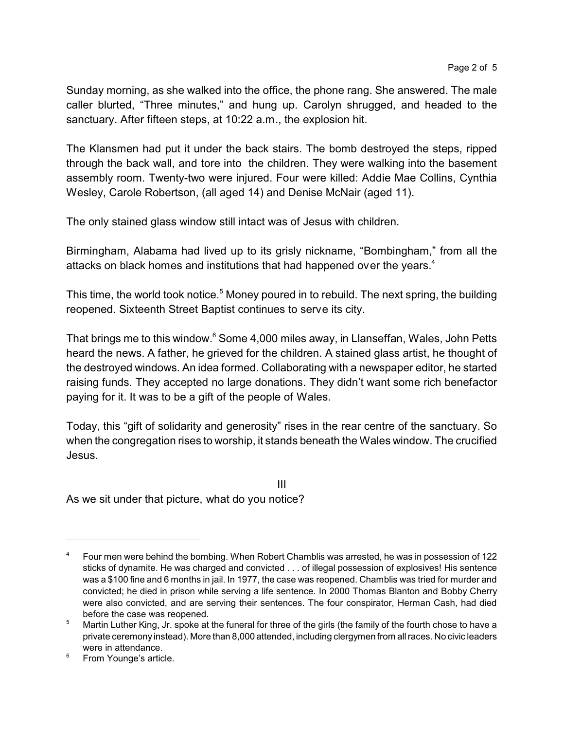Sunday morning, as she walked into the office, the phone rang. She answered. The male caller blurted, “Three minutes,” and hung up. Carolyn shrugged, and headed to the sanctuary. After fifteen steps, at 10:22 a.m., the explosion hit.

The Klansmen had put it under the back stairs. The bomb destroyed the steps, ripped through the back wall, and tore into the children. They were walking into the basement assembly room. Twenty-two were injured. Four were killed: Addie Mae Collins, Cynthia Wesley, Carole Robertson, (all aged 14) and Denise McNair (aged 11).

The only stained glass window still intact was of Jesus with children.

Birmingham, Alabama had lived up to its grisly nickname, “Bombingham,” from all the attacks on black homes and institutions that had happened over the years.[4]

This time, the world took notice.[5] Money poured in to rebuild. The next spring, the building reopened. Sixteenth Street Baptist continues to serve its city.

That brings me to this window.[6] Some 4,000 miles away, in Llanseffan, Wales, John Petts heard the news. A father, he grieved for the children. A stained glass artist, he thought of the destroyed windows. An idea formed. Collaborating with a newspaper editor, he started raising funds. They accepted no large donations. They didn’t want some rich benefactor paying for it. It was to be a gift of the people of Wales.

Today, this “gift of solidarity and generosity” rises in the rear centre of the sanctuary. So when the congregation rises to worship, it stands beneath the Wales window. The crucified Jesus.

## III

As we sit under that picture, what do you notice?

---

[4] Four men were behind the bombing. When Robert Chamblis was arrested, he was in possession of 122 sticks of dynamite. He was charged and convicted . . . of illegal possession of explosives! His sentence was a $100 fine and 6 months in jail. In 1977, the case was reopened. Chamblis was tried for murder and convicted; he died in prison while serving a life sentence. In 2000 Thomas Blanton and Bobby Cherry were also convicted, and are serving their sentences. The four conspirator, Herman Cash, had died before the case was reopened.

[5] Martin Luther King, Jr. spoke at the funeral for three of the girls (the family of the fourth chose to have a private ceremony instead). More than 8,000 attended, including clergymen from all races. No civic leaders were in attendance.

[6] From Younge’s article.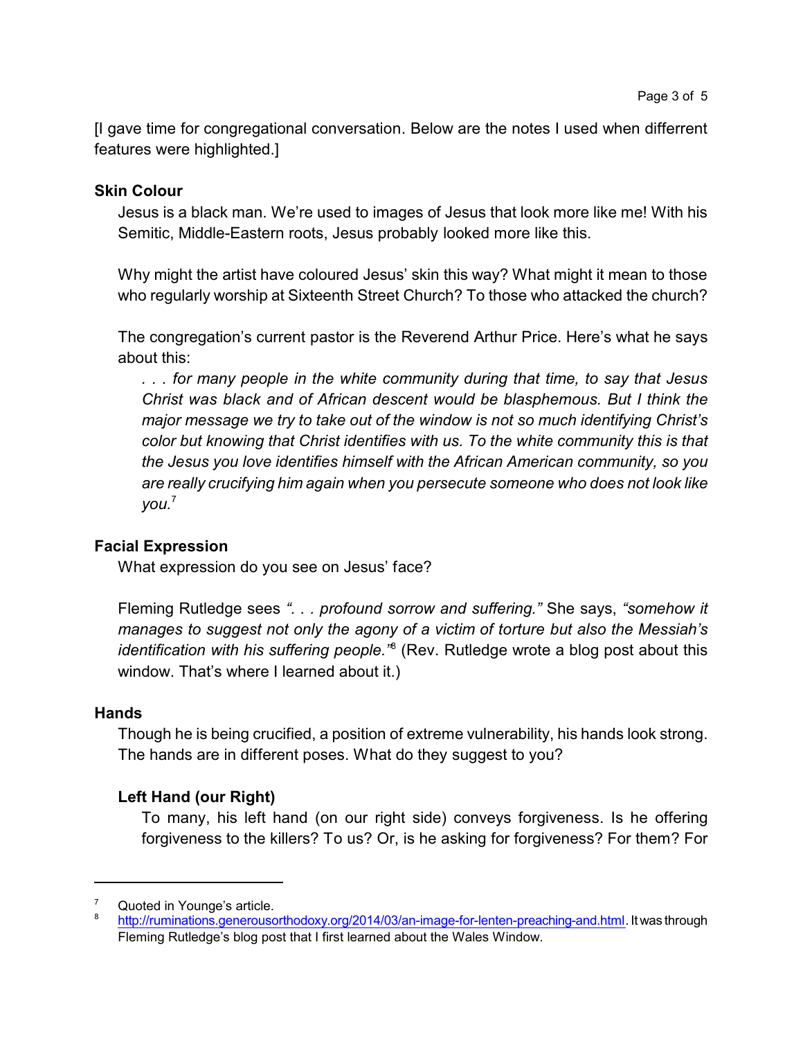[I gave time for congregational conversation. Below are the notes I used when differrent features were highlighted.]

**Skin Colour**

Jesus is a black man. We're used to images of Jesus that look more like me! With his Semitic, Middle-Eastern roots, Jesus probably looked more like this.

Why might the artist have coloured Jesus' skin this way? What might it mean to those who regularly worship at Sixteenth Street Church? To those who attacked the church?

The congregation's current pastor is the Reverend Arthur Price. Here's what he says about this:

> *. . . for many people in the white community during that time, to say that Jesus Christ was black and of African descent would be blasphemous. But I think the major message we try to take out of the window is not so much identifying Christ's color but knowing that Christ identifies with us. To the white community this is that the Jesus you love identifies himself with the African American community, so you are really crucifying him again when you persecute someone who does not look like you.*[7]

**Facial Expression**

What expression do you see on Jesus' face?

Fleming Rutledge sees *". . . profound sorrow and suffering."* She says, *"somehow it manages to suggest not only the agony of a victim of torture but also the Messiah's identification with his suffering people."*[8] (Rev. Rutledge wrote a blog post about this window. That's where I learned about it.)

**Hands**

Though he is being crucified, a position of extreme vulnerability, his hands look strong. The hands are in different poses. What do they suggest to you?

**Left Hand (our Right)**

To many, his left hand (on our right side) conveys forgiveness. Is he offering forgiveness to the killers? To us? Or, is he asking for forgiveness? For them? For

---

[7] Quoted in Younge's article.

[8] http://ruminations.generousorthodoxy.org/2014/03/an-image-for-lenten-preaching-and.html. It was through Fleming Rutledge's blog post that I first learned about the Wales Window.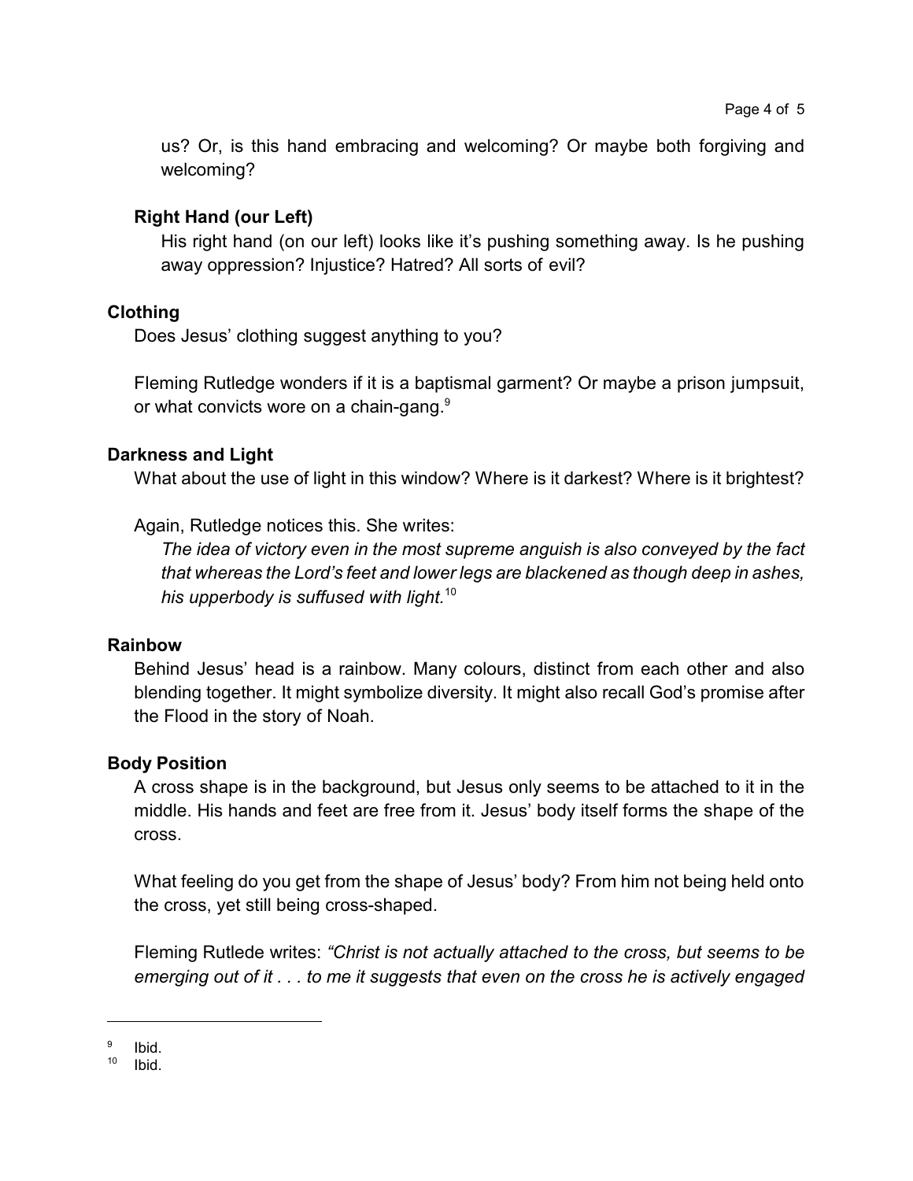us? Or, is this hand embracing and welcoming? Or maybe both forgiving and welcoming?

#### Right Hand (our Left)

His right hand (on our left) looks like it's pushing something away. Is he pushing away oppression? Injustice? Hatred? All sorts of evil?

### Clothing

Does Jesus' clothing suggest anything to you?

Fleming Rutledge wonders if it is a baptismal garment? Or maybe a prison jumpsuit, or what convicts wore on a chain-gang.[9]

### Darkness and Light

What about the use of light in this window? Where is it darkest? Where is it brightest?

Again, Rutledge notices this. She writes:

*The idea of victory even in the most supreme anguish is also conveyed by the fact that whereas the Lord's feet and lower legs are blackened as though deep in ashes, his upperbody is suffused with light.*[10]

### Rainbow

Behind Jesus' head is a rainbow. Many colours, distinct from each other and also blending together. It might symbolize diversity. It might also recall God's promise after the Flood in the story of Noah.

### Body Position

A cross shape is in the background, but Jesus only seems to be attached to it in the middle. His hands and feet are free from it. Jesus' body itself forms the shape of the cross.

What feeling do you get from the shape of Jesus' body? From him not being held onto the cross, yet still being cross-shaped.

Fleming Rutlede writes: *"Christ is not actually attached to the cross, but seems to be emerging out of it . . . to me it suggests that even on the cross he is actively engaged*

---

[9] Ibid.

[10] Ibid.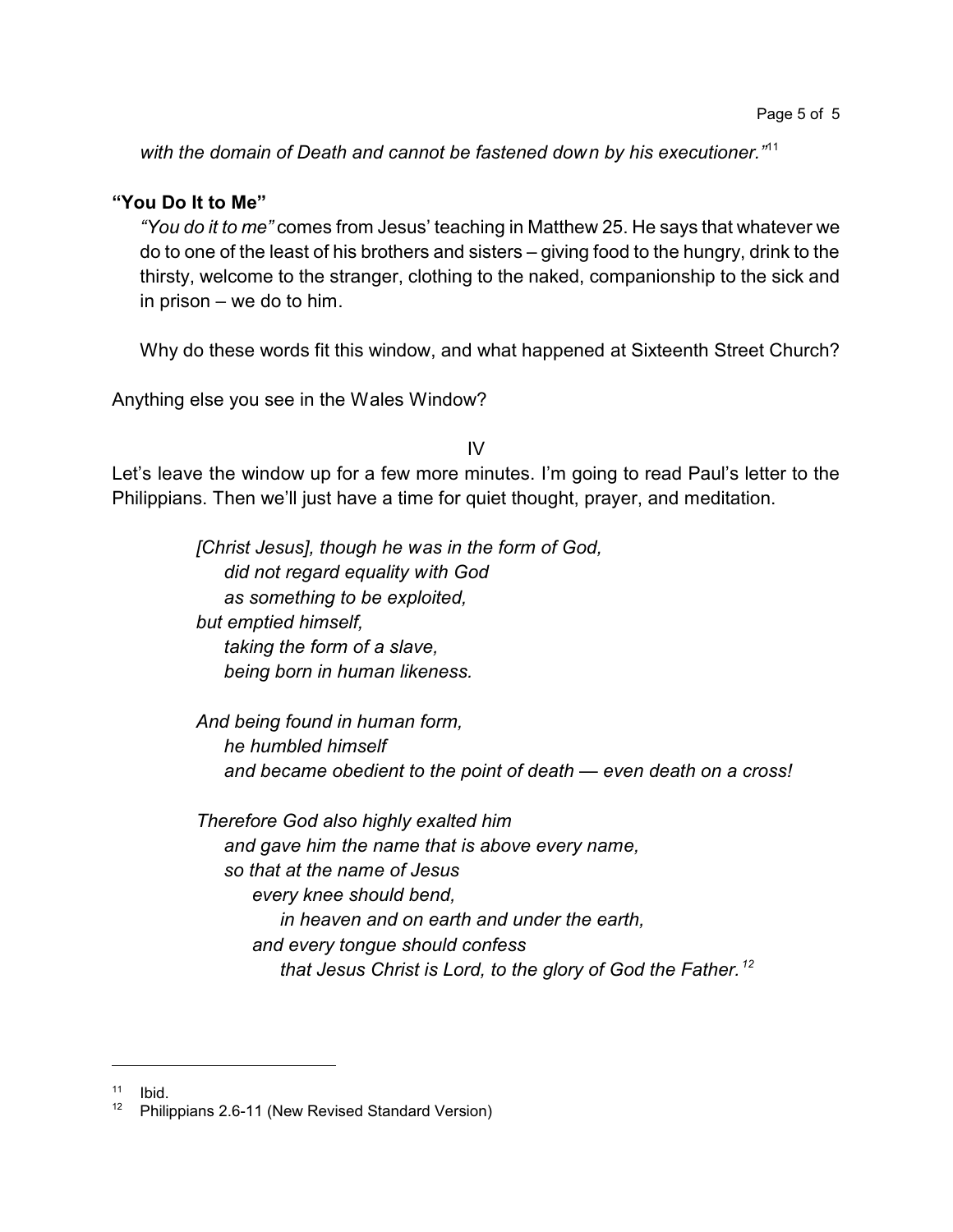*with the domain of Death and cannot be fastened down by his executioner."*[11]

**"You Do It to Me"**

*"You do it to me"* comes from Jesus' teaching in Matthew 25. He says that whatever we do to one of the least of his brothers and sisters – giving food to the hungry, drink to the thirsty, welcome to the stranger, clothing to the naked, companionship to the sick and in prison – we do to him.

Why do these words fit this window, and what happened at Sixteenth Street Church?

Anything else you see in the Wales Window?

IV

Let's leave the window up for a few more minutes. I'm going to read Paul's letter to the Philippians. Then we'll just have a time for quiet thought, prayer, and meditation.

> *[Christ Jesus], though he was in the form of God,*
> *did not regard equality with God*
> *as something to be exploited,*
> *but emptied himself,*
> *taking the form of a slave,*
> *being born in human likeness.*
>
> *And being found in human form,*
> *he humbled himself*
> *and became obedient to the point of death — even death on a cross!*
>
> *Therefore God also highly exalted him*
> *and gave him the name that is above every name,*
> *so that at the name of Jesus*
> *every knee should bend,*
> *in heaven and on earth and under the earth,*
> *and every tongue should confess*
> *that Jesus Christ is Lord, to the glory of God the Father.*[12]

---

[11] Ibid.

[12] Philippians 2.6-11 (New Revised Standard Version)